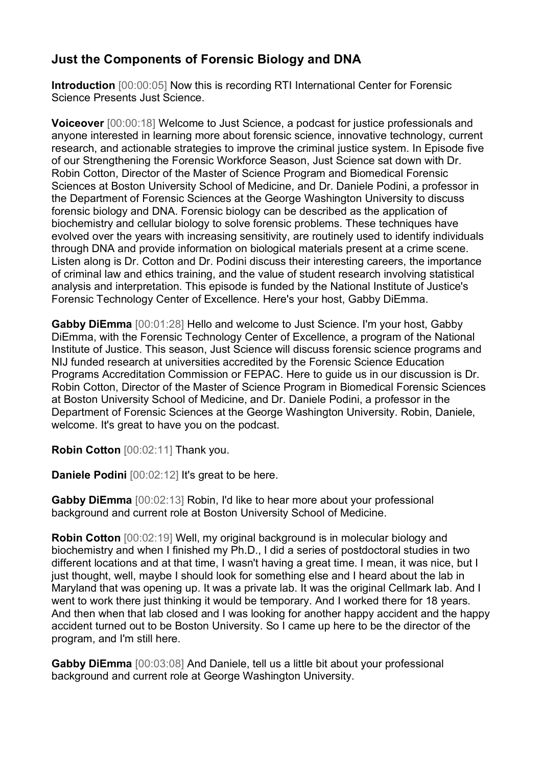## Just the Components of Forensic Biology and DNA

**Introduction** [00:00:05] Now this is recording RTI International Center for Forensic Science Presents Just Science.

**Voiceover** [00:00:18] Welcome to Just Science, a podcast for justice professionals and anyone interested in learning more about forensic science, innovative technology, current research, and actionable strategies to improve the criminal justice system. In Episode five of our Strengthening the Forensic Workforce Season, Just Science sat down with Dr. Robin Cotton, Director of the Master of Science Program and Biomedical Forensic Sciences at Boston University School of Medicine, and Dr. Daniele Podini, a professor in the Department of Forensic Sciences at the George Washington University to discuss forensic biology and DNA. Forensic biology can be described as the application of biochemistry and cellular biology to solve forensic problems. These techniques have evolved over the years with increasing sensitivity, are routinely used to identify individuals through DNA and provide information on biological materials present at a crime scene. Listen along is Dr. Cotton and Dr. Podini discuss their interesting careers, the importance of criminal law and ethics training, and the value of student research involving statistical analysis and interpretation. This episode is funded by the National Institute of Justice's Forensic Technology Center of Excellence. Here's your host, Gabby DiEmma.

**Gabby DiEmma** [00:01:28] Hello and welcome to Just Science. I'm your host, Gabby DiEmma, with the Forensic Technology Center of Excellence, a program of the National Institute of Justice. This season, Just Science will discuss forensic science programs and NIJ funded research at universities accredited by the Forensic Science Education Programs Accreditation Commission or FEPAC. Here to guide us in our discussion is Dr. Robin Cotton, Director of the Master of Science Program in Biomedical Forensic Sciences at Boston University School of Medicine, and Dr. Daniele Podini, a professor in the Department of Forensic Sciences at the George Washington University. Robin, Daniele, welcome. It's great to have you on the podcast.

**Robin Cotton** [00:02:11] Thank you.

**Daniele Podini** [00:02:12] It's great to be here.

**Gabby DiEmma** [00:02:13] Robin, I'd like to hear more about your professional background and current role at Boston University School of Medicine.

**Robin Cotton** [00:02:19] Well, my original background is in molecular biology and biochemistry and when I finished my Ph.D., I did a series of postdoctoral studies in two different locations and at that time, I wasn't having a great time. I mean, it was nice, but I just thought, well, maybe I should look for something else and I heard about the lab in Maryland that was opening up. It was a private lab. It was the original Cellmark lab. And I went to work there just thinking it would be temporary. And I worked there for 18 years. And then when that lab closed and I was looking for another happy accident and the happy accident turned out to be Boston University. So I came up here to be the director of the program, and I'm still here.

**Gabby DiEmma** [00:03:08] And Daniele, tell us a little bit about your professional background and current role at George Washington University.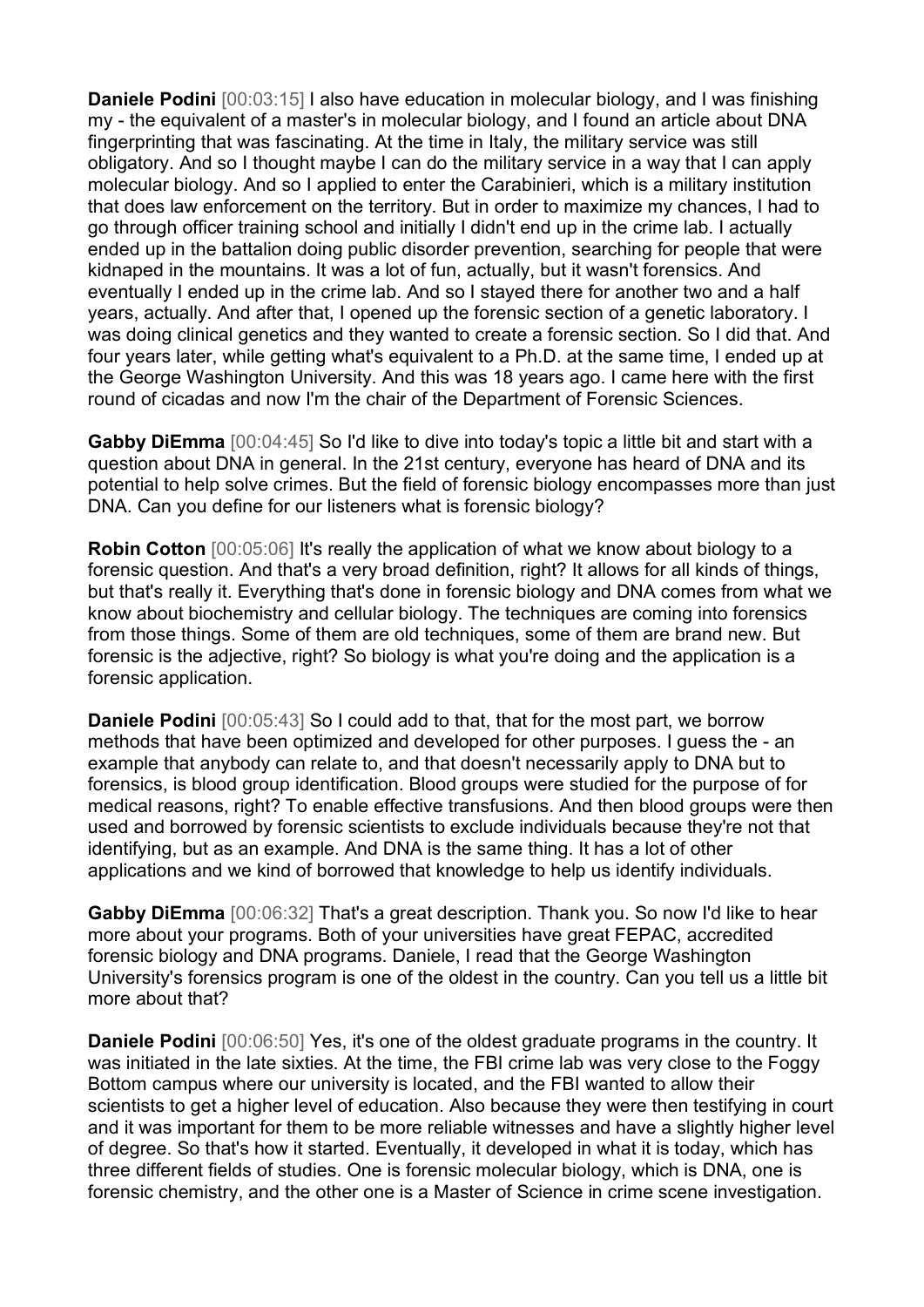**Daniele Podini** [00:03:15] I also have education in molecular biology, and I was finishing my - the equivalent of a master's in molecular biology, and I found an article about DNA fingerprinting that was fascinating. At the time in Italy, the military service was still obligatory. And so I thought maybe I can do the military service in a way that I can apply molecular biology. And so I applied to enter the Carabinieri, which is a military institution that does law enforcement on the territory. But in order to maximize my chances, I had to go through officer training school and initially I didn't end up in the crime lab. I actually ended up in the battalion doing public disorder prevention, searching for people that were kidnaped in the mountains. It was a lot of fun, actually, but it wasn't forensics. And eventually I ended up in the crime lab. And so I stayed there for another two and a half years, actually. And after that, I opened up the forensic section of a genetic laboratory. I was doing clinical genetics and they wanted to create a forensic section. So I did that. And four years later, while getting what's equivalent to a Ph.D. at the same time, I ended up at the George Washington University. And this was 18 years ago. I came here with the first round of cicadas and now I'm the chair of the Department of Forensic Sciences.

**Gabby DiEmma** [00:04:45] So I'd like to dive into today's topic a little bit and start with a question about DNA in general. In the 21st century, everyone has heard of DNA and its potential to help solve crimes. But the field of forensic biology encompasses more than just DNA. Can you define for our listeners what is forensic biology?

**Robin Cotton** [00:05:06] It's really the application of what we know about biology to a forensic question. And that's a very broad definition, right? It allows for all kinds of things, but that's really it. Everything that's done in forensic biology and DNA comes from what we know about biochemistry and cellular biology. The techniques are coming into forensics from those things. Some of them are old techniques, some of them are brand new. But forensic is the adjective, right? So biology is what you're doing and the application is a forensic application.

**Daniele Podini** [00:05:43] So I could add to that, that for the most part, we borrow methods that have been optimized and developed for other purposes. I guess the - an example that anybody can relate to, and that doesn't necessarily apply to DNA but to forensics, is blood group identification. Blood groups were studied for the purpose of for medical reasons, right? To enable effective transfusions. And then blood groups were then used and borrowed by forensic scientists to exclude individuals because they're not that identifying, but as an example. And DNA is the same thing. It has a lot of other applications and we kind of borrowed that knowledge to help us identify individuals.

**Gabby DiEmma** [00:06:32] That's a great description. Thank you. So now I'd like to hear more about your programs. Both of your universities have great FEPAC, accredited forensic biology and DNA programs. Daniele, I read that the George Washington University's forensics program is one of the oldest in the country. Can you tell us a little bit more about that?

**Daniele Podini** [00:06:50] Yes, it's one of the oldest graduate programs in the country. It was initiated in the late sixties. At the time, the FBI crime lab was very close to the Foggy Bottom campus where our university is located, and the FBI wanted to allow their scientists to get a higher level of education. Also because they were then testifying in court and it was important for them to be more reliable witnesses and have a slightly higher level of degree. So that's how it started. Eventually, it developed in what it is today, which has three different fields of studies. One is forensic molecular biology, which is DNA, one is forensic chemistry, and the other one is a Master of Science in crime scene investigation.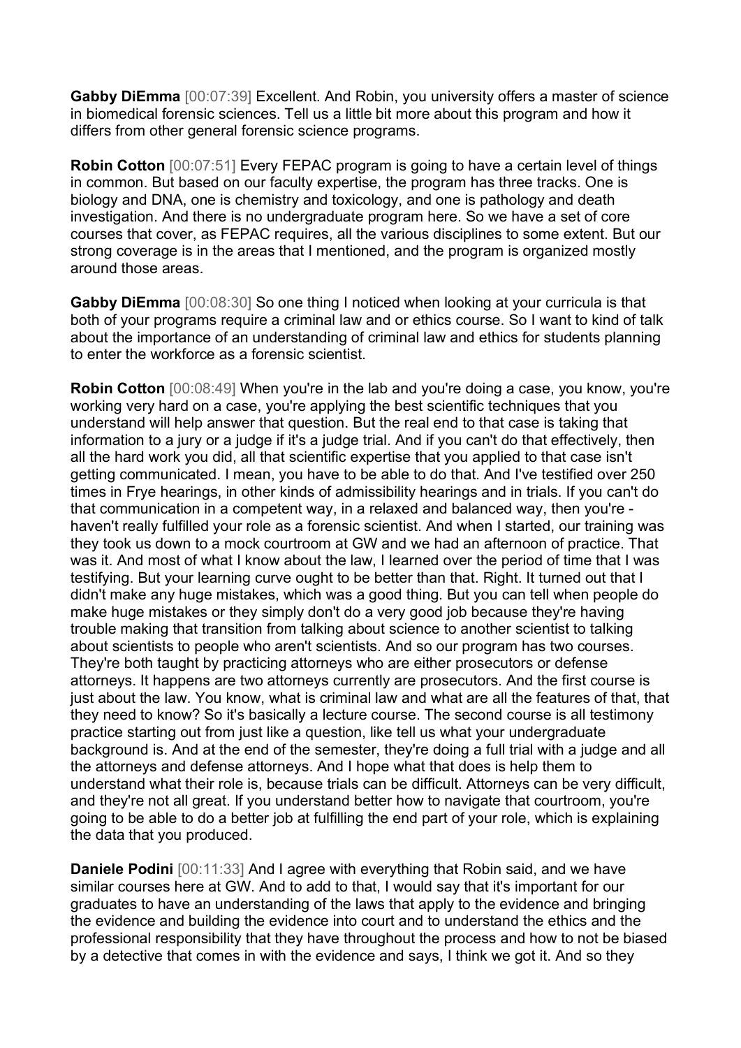**Gabby DiEmma** [00:07:39] Excellent. And Robin, you university offers a master of science in biomedical forensic sciences. Tell us a little bit more about this program and how it differs from other general forensic science programs.

**Robin Cotton** [00:07:51] Every FEPAC program is going to have a certain level of things in common. But based on our faculty expertise, the program has three tracks. One is biology and DNA, one is chemistry and toxicology, and one is pathology and death investigation. And there is no undergraduate program here. So we have a set of core courses that cover, as FEPAC requires, all the various disciplines to some extent. But our strong coverage is in the areas that I mentioned, and the program is organized mostly around those areas.

**Gabby DiEmma** [00:08:30] So one thing I noticed when looking at your curricula is that both of your programs require a criminal law and or ethics course. So I want to kind of talk about the importance of an understanding of criminal law and ethics for students planning to enter the workforce as a forensic scientist.

**Robin Cotton** [00:08:49] When you're in the lab and you're doing a case, you know, you're working very hard on a case, you're applying the best scientific techniques that you understand will help answer that question. But the real end to that case is taking that information to a jury or a judge if it's a judge trial. And if you can't do that effectively, then all the hard work you did, all that scientific expertise that you applied to that case isn't getting communicated. I mean, you have to be able to do that. And I've testified over 250 times in Frye hearings, in other kinds of admissibility hearings and in trials. If you can't do that communication in a competent way, in a relaxed and balanced way, then you're - haven't really fulfilled your role as a forensic scientist. And when I started, our training was they took us down to a mock courtroom at GW and we had an afternoon of practice. That was it. And most of what I know about the law, I learned over the period of time that I was testifying. But your learning curve ought to be better than that. Right. It turned out that I didn't make any huge mistakes, which was a good thing. But you can tell when people do make huge mistakes or they simply don't do a very good job because they're having trouble making that transition from talking about science to another scientist to talking about scientists to people who aren't scientists. And so our program has two courses. They're both taught by practicing attorneys who are either prosecutors or defense attorneys. It happens are two attorneys currently are prosecutors. And the first course is just about the law. You know, what is criminal law and what are all the features of that, that they need to know? So it's basically a lecture course. The second course is all testimony practice starting out from just like a question, like tell us what your undergraduate background is. And at the end of the semester, they're doing a full trial with a judge and all the attorneys and defense attorneys. And I hope what that does is help them to understand what their role is, because trials can be difficult. Attorneys can be very difficult, and they're not all great. If you understand better how to navigate that courtroom, you're going to be able to do a better job at fulfilling the end part of your role, which is explaining the data that you produced.

**Daniele Podini** [00:11:33] And I agree with everything that Robin said, and we have similar courses here at GW. And to add to that, I would say that it's important for our graduates to have an understanding of the laws that apply to the evidence and bringing the evidence and building the evidence into court and to understand the ethics and the professional responsibility that they have throughout the process and how to not be biased by a detective that comes in with the evidence and says, I think we got it. And so they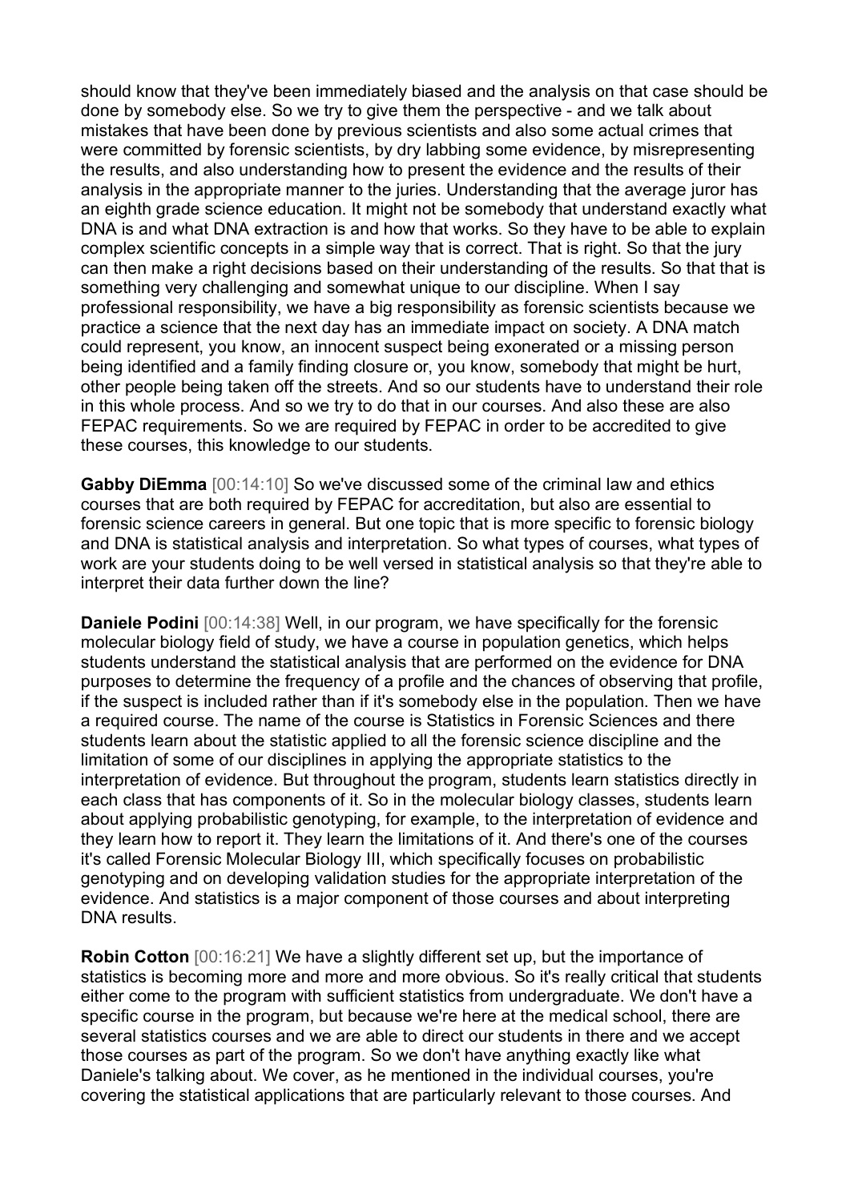should know that they've been immediately biased and the analysis on that case should be done by somebody else. So we try to give them the perspective - and we talk about mistakes that have been done by previous scientists and also some actual crimes that were committed by forensic scientists, by dry labbing some evidence, by misrepresenting the results, and also understanding how to present the evidence and the results of their analysis in the appropriate manner to the juries. Understanding that the average juror has an eighth grade science education. It might not be somebody that understand exactly what DNA is and what DNA extraction is and how that works. So they have to be able to explain complex scientific concepts in a simple way that is correct. That is right. So that the jury can then make a right decisions based on their understanding of the results. So that that is something very challenging and somewhat unique to our discipline. When I say professional responsibility, we have a big responsibility as forensic scientists because we practice a science that the next day has an immediate impact on society. A DNA match could represent, you know, an innocent suspect being exonerated or a missing person being identified and a family finding closure or, you know, somebody that might be hurt, other people being taken off the streets. And so our students have to understand their role in this whole process. And so we try to do that in our courses. And also these are also FEPAC requirements. So we are required by FEPAC in order to be accredited to give these courses, this knowledge to our students.

**Gabby DiEmma** [00:14:10] So we've discussed some of the criminal law and ethics courses that are both required by FEPAC for accreditation, but also are essential to forensic science careers in general. But one topic that is more specific to forensic biology and DNA is statistical analysis and interpretation. So what types of courses, what types of work are your students doing to be well versed in statistical analysis so that they're able to interpret their data further down the line?

**Daniele Podini** [00:14:38] Well, in our program, we have specifically for the forensic molecular biology field of study, we have a course in population genetics, which helps students understand the statistical analysis that are performed on the evidence for DNA purposes to determine the frequency of a profile and the chances of observing that profile, if the suspect is included rather than if it's somebody else in the population. Then we have a required course. The name of the course is Statistics in Forensic Sciences and there students learn about the statistic applied to all the forensic science discipline and the limitation of some of our disciplines in applying the appropriate statistics to the interpretation of evidence. But throughout the program, students learn statistics directly in each class that has components of it. So in the molecular biology classes, students learn about applying probabilistic genotyping, for example, to the interpretation of evidence and they learn how to report it. They learn the limitations of it. And there's one of the courses it's called Forensic Molecular Biology III, which specifically focuses on probabilistic genotyping and on developing validation studies for the appropriate interpretation of the evidence. And statistics is a major component of those courses and about interpreting DNA results.

**Robin Cotton** [00:16:21] We have a slightly different set up, but the importance of statistics is becoming more and more and more obvious. So it's really critical that students either come to the program with sufficient statistics from undergraduate. We don't have a specific course in the program, but because we're here at the medical school, there are several statistics courses and we are able to direct our students in there and we accept those courses as part of the program. So we don't have anything exactly like what Daniele's talking about. We cover, as he mentioned in the individual courses, you're covering the statistical applications that are particularly relevant to those courses. And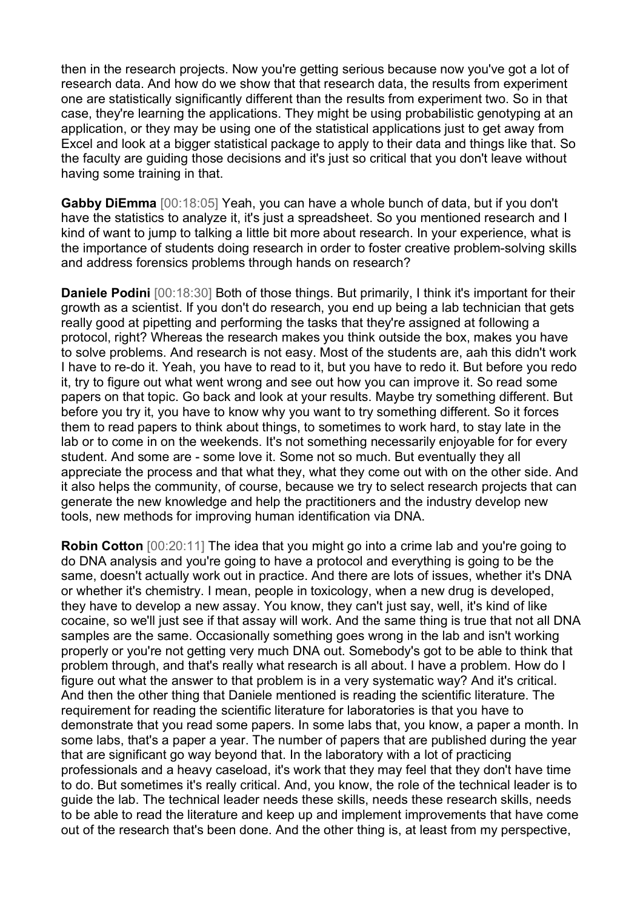then in the research projects. Now you're getting serious because now you've got a lot of research data. And how do we show that that research data, the results from experiment one are statistically significantly different than the results from experiment two. So in that case, they're learning the applications. They might be using probabilistic genotyping at an application, or they may be using one of the statistical applications just to get away from Excel and look at a bigger statistical package to apply to their data and things like that. So the faculty are guiding those decisions and it's just so critical that you don't leave without having some training in that.

**Gabby DiEmma** [00:18:05] Yeah, you can have a whole bunch of data, but if you don't have the statistics to analyze it, it's just a spreadsheet. So you mentioned research and I kind of want to jump to talking a little bit more about research. In your experience, what is the importance of students doing research in order to foster creative problem-solving skills and address forensics problems through hands on research?

**Daniele Podini** [00:18:30] Both of those things. But primarily, I think it's important for their growth as a scientist. If you don't do research, you end up being a lab technician that gets really good at pipetting and performing the tasks that they're assigned at following a protocol, right? Whereas the research makes you think outside the box, makes you have to solve problems. And research is not easy. Most of the students are, aah this didn't work I have to re-do it. Yeah, you have to read to it, but you have to redo it. But before you redo it, try to figure out what went wrong and see out how you can improve it. So read some papers on that topic. Go back and look at your results. Maybe try something different. But before you try it, you have to know why you want to try something different. So it forces them to read papers to think about things, to sometimes to work hard, to stay late in the lab or to come in on the weekends. It's not something necessarily enjoyable for for every student. And some are - some love it. Some not so much. But eventually they all appreciate the process and that what they, what they come out with on the other side. And it also helps the community, of course, because we try to select research projects that can generate the new knowledge and help the practitioners and the industry develop new tools, new methods for improving human identification via DNA.

**Robin Cotton** [00:20:11] The idea that you might go into a crime lab and you're going to do DNA analysis and you're going to have a protocol and everything is going to be the same, doesn't actually work out in practice. And there are lots of issues, whether it's DNA or whether it's chemistry. I mean, people in toxicology, when a new drug is developed, they have to develop a new assay. You know, they can't just say, well, it's kind of like cocaine, so we'll just see if that assay will work. And the same thing is true that not all DNA samples are the same. Occasionally something goes wrong in the lab and isn't working properly or you're not getting very much DNA out. Somebody's got to be able to think that problem through, and that's really what research is all about. I have a problem. How do I figure out what the answer to that problem is in a very systematic way? And it's critical. And then the other thing that Daniele mentioned is reading the scientific literature. The requirement for reading the scientific literature for laboratories is that you have to demonstrate that you read some papers. In some labs that, you know, a paper a month. In some labs, that's a paper a year. The number of papers that are published during the year that are significant go way beyond that. In the laboratory with a lot of practicing professionals and a heavy caseload, it's work that they may feel that they don't have time to do. But sometimes it's really critical. And, you know, the role of the technical leader is to guide the lab. The technical leader needs these skills, needs these research skills, needs to be able to read the literature and keep up and implement improvements that have come out of the research that's been done. And the other thing is, at least from my perspective,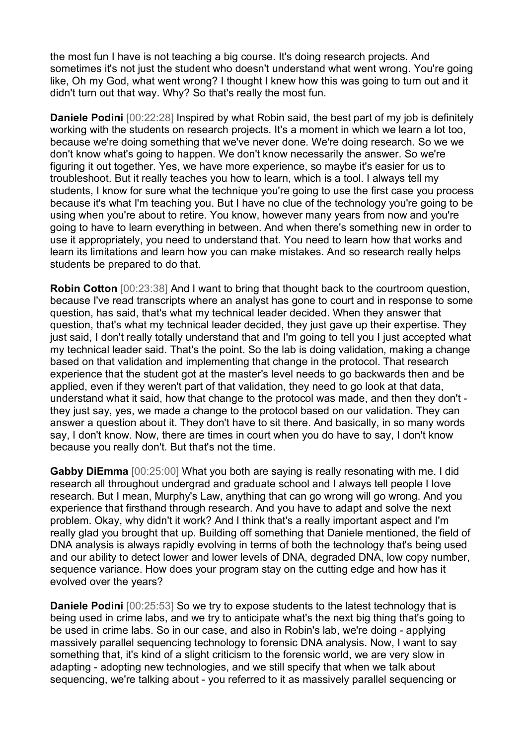the most fun I have is not teaching a big course. It's doing research projects. And sometimes it's not just the student who doesn't understand what went wrong. You're going like, Oh my God, what went wrong? I thought I knew how this was going to turn out and it didn't turn out that way. Why? So that's really the most fun.

**Daniele Podini** [00:22:28] Inspired by what Robin said, the best part of my job is definitely working with the students on research projects. It's a moment in which we learn a lot too, because we're doing something that we've never done. We're doing research. So we we don't know what's going to happen. We don't know necessarily the answer. So we're figuring it out together. Yes, we have more experience, so maybe it's easier for us to troubleshoot. But it really teaches you how to learn, which is a tool. I always tell my students, I know for sure what the technique you're going to use the first case you process because it's what I'm teaching you. But I have no clue of the technology you're going to be using when you're about to retire. You know, however many years from now and you're going to have to learn everything in between. And when there's something new in order to use it appropriately, you need to understand that. You need to learn how that works and learn its limitations and learn how you can make mistakes. And so research really helps students be prepared to do that.

**Robin Cotton** [00:23:38] And I want to bring that thought back to the courtroom question, because I've read transcripts where an analyst has gone to court and in response to some question, has said, that's what my technical leader decided. When they answer that question, that's what my technical leader decided, they just gave up their expertise. They just said, I don't really totally understand that and I'm going to tell you I just accepted what my technical leader said. That's the point. So the lab is doing validation, making a change based on that validation and implementing that change in the protocol. That research experience that the student got at the master's level needs to go backwards then and be applied, even if they weren't part of that validation, they need to go look at that data, understand what it said, how that change to the protocol was made, and then they don't - they just say, yes, we made a change to the protocol based on our validation. They can answer a question about it. They don't have to sit there. And basically, in so many words say, I don't know. Now, there are times in court when you do have to say, I don't know because you really don't. But that's not the time.

**Gabby DiEmma** [00:25:00] What you both are saying is really resonating with me. I did research all throughout undergrad and graduate school and I always tell people I love research. But I mean, Murphy's Law, anything that can go wrong will go wrong. And you experience that firsthand through research. And you have to adapt and solve the next problem. Okay, why didn't it work? And I think that's a really important aspect and I'm really glad you brought that up. Building off something that Daniele mentioned, the field of DNA analysis is always rapidly evolving in terms of both the technology that's being used and our ability to detect lower and lower levels of DNA, degraded DNA, low copy number, sequence variance. How does your program stay on the cutting edge and how has it evolved over the years?

**Daniele Podini** [00:25:53] So we try to expose students to the latest technology that is being used in crime labs, and we try to anticipate what's the next big thing that's going to be used in crime labs. So in our case, and also in Robin's lab, we're doing - applying massively parallel sequencing technology to forensic DNA analysis. Now, I want to say something that, it's kind of a slight criticism to the forensic world, we are very slow in adapting - adopting new technologies, and we still specify that when we talk about sequencing, we're talking about - you referred to it as massively parallel sequencing or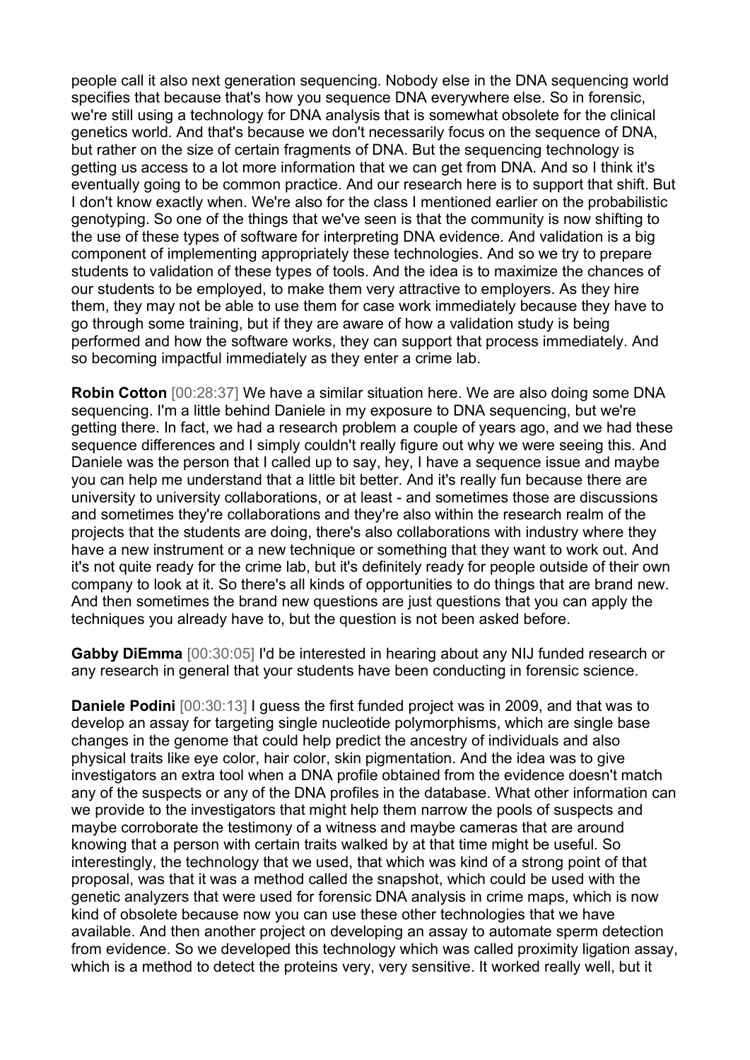people call it also next generation sequencing. Nobody else in the DNA sequencing world specifies that because that's how you sequence DNA everywhere else. So in forensic, we're still using a technology for DNA analysis that is somewhat obsolete for the clinical genetics world. And that's because we don't necessarily focus on the sequence of DNA, but rather on the size of certain fragments of DNA. But the sequencing technology is getting us access to a lot more information that we can get from DNA. And so I think it's eventually going to be common practice. And our research here is to support that shift. But I don't know exactly when. We're also for the class I mentioned earlier on the probabilistic genotyping. So one of the things that we've seen is that the community is now shifting to the use of these types of software for interpreting DNA evidence. And validation is a big component of implementing appropriately these technologies. And so we try to prepare students to validation of these types of tools. And the idea is to maximize the chances of our students to be employed, to make them very attractive to employers. As they hire them, they may not be able to use them for case work immediately because they have to go through some training, but if they are aware of how a validation study is being performed and how the software works, they can support that process immediately. And so becoming impactful immediately as they enter a crime lab.

**Robin Cotton** [00:28:37] We have a similar situation here. We are also doing some DNA sequencing. I'm a little behind Daniele in my exposure to DNA sequencing, but we're getting there. In fact, we had a research problem a couple of years ago, and we had these sequence differences and I simply couldn't really figure out why we were seeing this. And Daniele was the person that I called up to say, hey, I have a sequence issue and maybe you can help me understand that a little bit better. And it's really fun because there are university to university collaborations, or at least - and sometimes those are discussions and sometimes they're collaborations and they're also within the research realm of the projects that the students are doing, there's also collaborations with industry where they have a new instrument or a new technique or something that they want to work out. And it's not quite ready for the crime lab, but it's definitely ready for people outside of their own company to look at it. So there's all kinds of opportunities to do things that are brand new. And then sometimes the brand new questions are just questions that you can apply the techniques you already have to, but the question is not been asked before.

**Gabby DiEmma** [00:30:05] I'd be interested in hearing about any NIJ funded research or any research in general that your students have been conducting in forensic science.

**Daniele Podini** [00:30:13] I guess the first funded project was in 2009, and that was to develop an assay for targeting single nucleotide polymorphisms, which are single base changes in the genome that could help predict the ancestry of individuals and also physical traits like eye color, hair color, skin pigmentation. And the idea was to give investigators an extra tool when a DNA profile obtained from the evidence doesn't match any of the suspects or any of the DNA profiles in the database. What other information can we provide to the investigators that might help them narrow the pools of suspects and maybe corroborate the testimony of a witness and maybe cameras that are around knowing that a person with certain traits walked by at that time might be useful. So interestingly, the technology that we used, that which was kind of a strong point of that proposal, was that it was a method called the snapshot, which could be used with the genetic analyzers that were used for forensic DNA analysis in crime maps, which is now kind of obsolete because now you can use these other technologies that we have available. And then another project on developing an assay to automate sperm detection from evidence. So we developed this technology which was called proximity ligation assay, which is a method to detect the proteins very, very sensitive. It worked really well, but it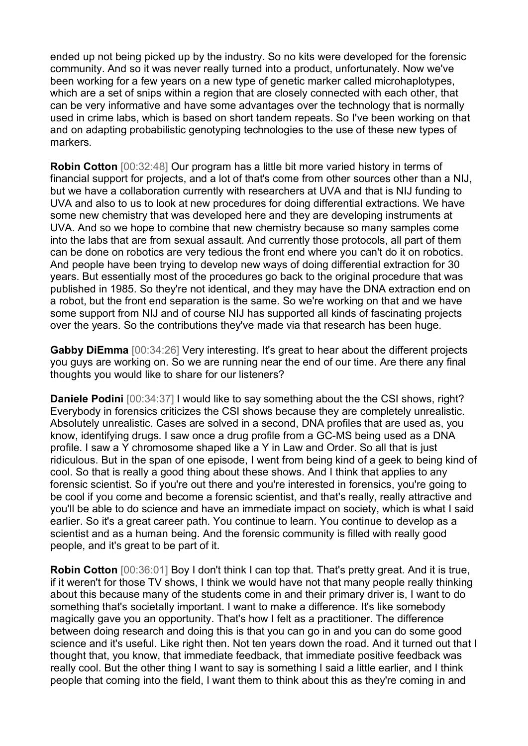ended up not being picked up by the industry. So no kits were developed for the forensic community. And so it was never really turned into a product, unfortunately. Now we've been working for a few years on a new type of genetic marker called microhaplotypes, which are a set of snips within a region that are closely connected with each other, that can be very informative and have some advantages over the technology that is normally used in crime labs, which is based on short tandem repeats. So I've been working on that and on adapting probabilistic genotyping technologies to the use of these new types of markers.

**Robin Cotton** [00:32:48] Our program has a little bit more varied history in terms of financial support for projects, and a lot of that's come from other sources other than a NIJ, but we have a collaboration currently with researchers at UVA and that is NIJ funding to UVA and also to us to look at new procedures for doing differential extractions. We have some new chemistry that was developed here and they are developing instruments at UVA. And so we hope to combine that new chemistry because so many samples come into the labs that are from sexual assault. And currently those protocols, all part of them can be done on robotics are very tedious the front end where you can't do it on robotics. And people have been trying to develop new ways of doing differential extraction for 30 years. But essentially most of the procedures go back to the original procedure that was published in 1985. So they're not identical, and they may have the DNA extraction end on a robot, but the front end separation is the same. So we're working on that and we have some support from NIJ and of course NIJ has supported all kinds of fascinating projects over the years. So the contributions they've made via that research has been huge.

**Gabby DiEmma** [00:34:26] Very interesting. It's great to hear about the different projects you guys are working on. So we are running near the end of our time. Are there any final thoughts you would like to share for our listeners?

**Daniele Podini** [00:34:37] I would like to say something about the the CSI shows, right? Everybody in forensics criticizes the CSI shows because they are completely unrealistic. Absolutely unrealistic. Cases are solved in a second, DNA profiles that are used as, you know, identifying drugs. I saw once a drug profile from a GC-MS being used as a DNA profile. I saw a Y chromosome shaped like a Y in Law and Order. So all that is just ridiculous. But in the span of one episode, I went from being kind of a geek to being kind of cool. So that is really a good thing about these shows. And I think that applies to any forensic scientist. So if you're out there and you're interested in forensics, you're going to be cool if you come and become a forensic scientist, and that's really, really attractive and you'll be able to do science and have an immediate impact on society, which is what I said earlier. So it's a great career path. You continue to learn. You continue to develop as a scientist and as a human being. And the forensic community is filled with really good people, and it's great to be part of it.

**Robin Cotton** [00:36:01] Boy I don't think I can top that. That's pretty great. And it is true, if it weren't for those TV shows, I think we would have not that many people really thinking about this because many of the students come in and their primary driver is, I want to do something that's societally important. I want to make a difference. It's like somebody magically gave you an opportunity. That's how I felt as a practitioner. The difference between doing research and doing this is that you can go in and you can do some good science and it's useful. Like right then. Not ten years down the road. And it turned out that I thought that, you know, that immediate feedback, that immediate positive feedback was really cool. But the other thing I want to say is something I said a little earlier, and I think people that coming into the field, I want them to think about this as they're coming in and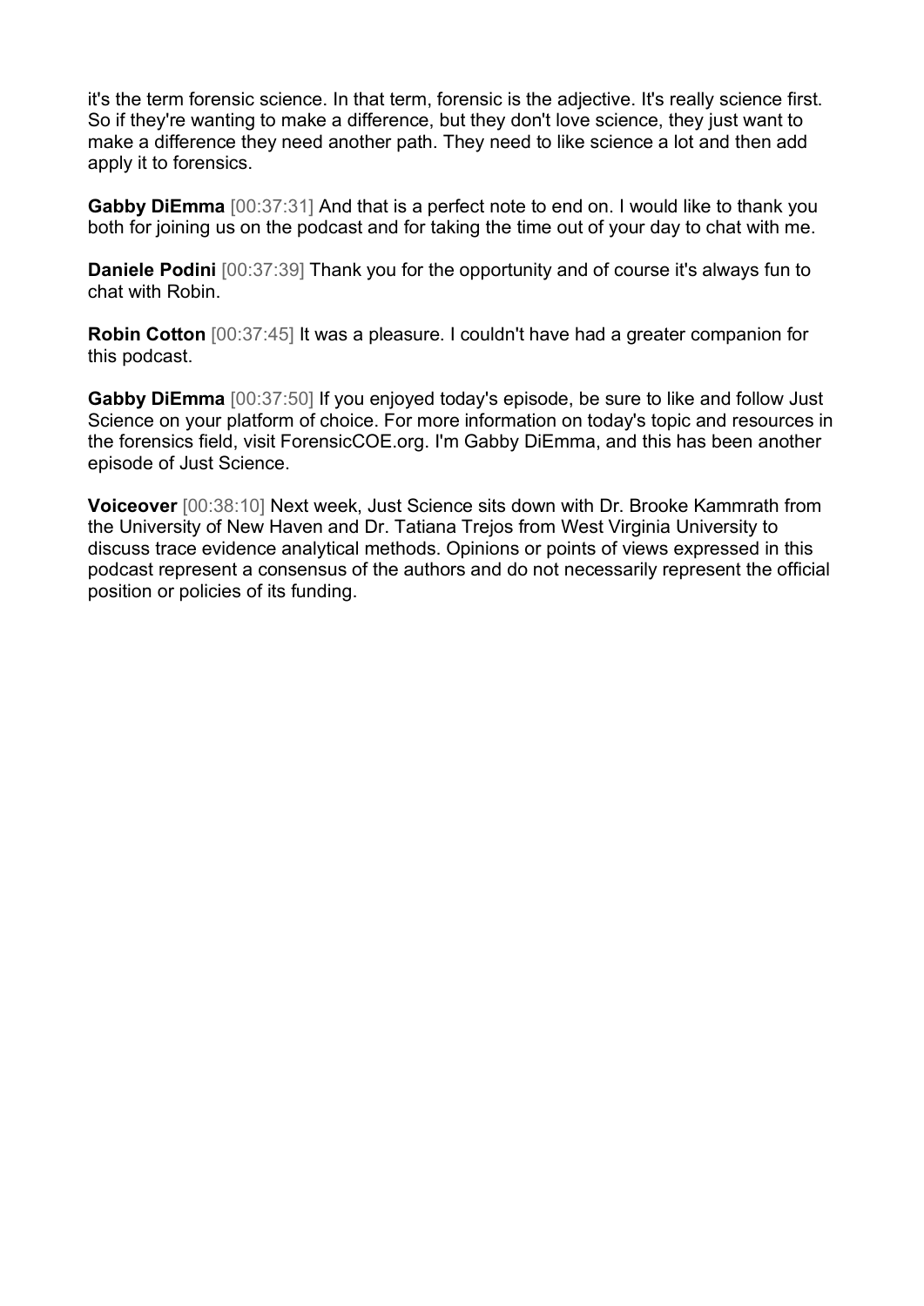it's the term forensic science. In that term, forensic is the adjective. It's really science first. So if they're wanting to make a difference, but they don't love science, they just want to make a difference they need another path. They need to like science a lot and then add apply it to forensics.

**Gabby DiEmma** [00:37:31] And that is a perfect note to end on. I would like to thank you both for joining us on the podcast and for taking the time out of your day to chat with me.

**Daniele Podini** [00:37:39] Thank you for the opportunity and of course it's always fun to chat with Robin.

**Robin Cotton** [00:37:45] It was a pleasure. I couldn't have had a greater companion for this podcast.

**Gabby DiEmma** [00:37:50] If you enjoyed today's episode, be sure to like and follow Just Science on your platform of choice. For more information on today's topic and resources in the forensics field, visit ForensicCOE.org. I'm Gabby DiEmma, and this has been another episode of Just Science.

**Voiceover** [00:38:10] Next week, Just Science sits down with Dr. Brooke Kammrath from the University of New Haven and Dr. Tatiana Trejos from West Virginia University to discuss trace evidence analytical methods. Opinions or points of views expressed in this podcast represent a consensus of the authors and do not necessarily represent the official position or policies of its funding.